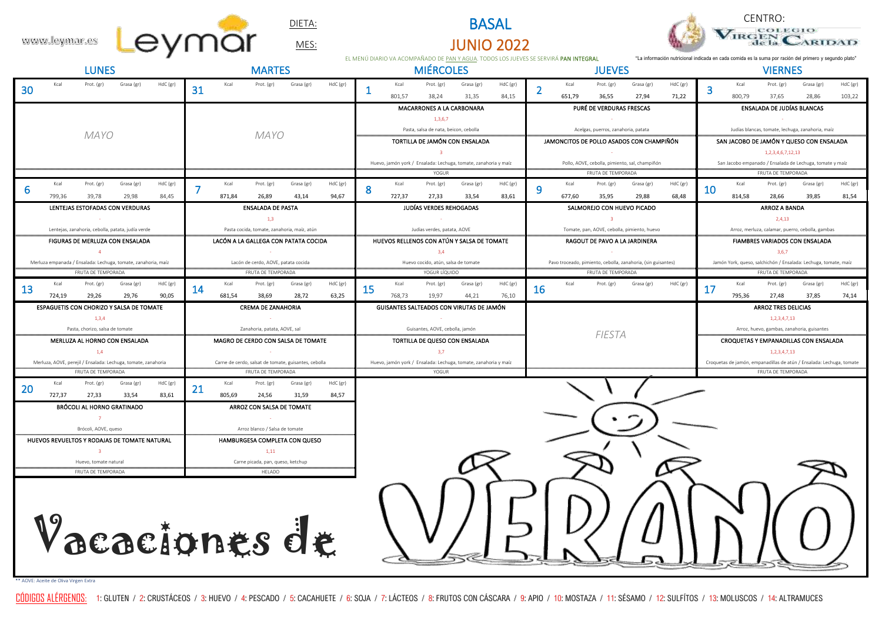www.leymar.es

Leymar

DIETA: **BASAL**

MES: **JUNIO 2022**

CENTRO: COLEGIO VIRGEN de la CARIDAD

EL MENÚ DIARIO VA ACOMPAÑADO DE PAN Y AGUA. TODOS LOS JUEVES SE SERVIRÁ **PAN INTEGRAL**

"La información nutricional indicada en cada comida es la suma por ración del primero y segundo plato"

| LUNES | MARTES | MIÉRCOLES | JUEVES | VIERNES |
|---|---|---|---|---|
| **30** | **31** | **1** — Kcal 801,57 / Prot. (gr) 38,24 / Grasa (gr) 31,35 / HdC (gr) 84,15 | **2** — Kcal 651,79 / Prot. (gr) 36,55 / Grasa (gr) 27,94 / HdC (gr) 71,22 | **3** — Kcal 800,79 / Prot. (gr) 37,65 / Grasa (gr) 28,86 / HdC (gr) 103,22 |
| *MAYO* | *MAYO* | **MACARRONES A LA CARBONARA** (1,3,6,7) Pasta, salsa de nata, beicon, cebolla<br>**TORTILLA DE JAMÓN CON ENSALADA** (3) Huevo, jamón york / Ensalada: Lechuga, tomate, zanahoria y maíz<br>YOGUR | **PURÉ DE VERDURAS FRESCAS** (-) Acelgas, puerros, zanahoria, patata<br>**JAMONCITOS DE POLLO ASADOS CON CHAMPIÑÓN** (-) Pollo, AOVE, cebolla, pimiento, sal, champiñón<br>FRUTA DE TEMPORADA | **ENSALADA DE JUDÍAS BLANCAS** (-) Judías blancas, tomate, lechuga, zanahoria, maíz<br>**SAN JACOBO DE JAMÓN Y QUESO CON ENSALADA** (1,2,3,4,6,7,12,13) San Jacobo empanado / Ensalada de Lechuga, tomate y maíz<br>FRUTA DE TEMPORADA |
| **6** — Kcal 799,36 / Prot. (gr) 39,78 / Grasa (gr) 29,98 / HdC (gr) 84,45 | **7** — Kcal 871,84 / Prot. (gr) 26,89 / Grasa (gr) 43,14 / HdC (gr) 94,67 | **8** — Kcal 727,37 / Prot. (gr) 27,33 / Grasa (gr) 33,54 / HdC (gr) 83,61 | **9** — Kcal 677,60 / Prot. (gr) 35,95 / Grasa (gr) 29,88 / HdC (gr) 68,48 | **10** — Kcal 814,58 / Prot. (gr) 28,66 / Grasa (gr) 39,85 / HdC (gr) 81,54 |
| **LENTEJAS ESTOFADAS CON VERDURAS** (-) Lentejas, zanahoria, cebolla, patata, judía verde<br>**FIGURAS DE MERLUZA CON ENSALADA** (4) Merluza empanada / Ensalada: Lechuga, tomate, zanahoria, maíz<br>FRUTA DE TEMPORADA | **ENSALADA DE PASTA** (1,3) Pasta cocida, tomate, zanahoria, maíz, atún<br>**LACÓN A LA GALLEGA CON PATATA COCIDA** (-) Lacón de cerdo, AOVE, patata cocida<br>FRUTA DE TEMPORADA | **JUDÍAS VERDES REHOGADAS** (-) Judías verdes, patata, AOVE<br>**HUEVOS RELLENOS CON ATÚN Y SALSA DE TOMATE** (3,4) Huevo cocido, atún, salsa de tomate<br>YOGUR LÍQUIDO | **SALMOREJO CON HUEVO PICADO** (3) Tomate, pan, AOVE, cebolla, pimiento, huevo<br>**RAGOUT DE PAVO A LA JARDINERA** (-) Pavo troceado, pimiento, cebolla, zanahoria, (sin guisantes)<br>FRUTA DE TEMPORADA | **ARROZ A BANDA** (2,4,13) Arroz, merluza, calamar, puerro, cebolla, gambas<br>**FIAMBRES VARIADOS CON ENSALADA** (3,6,7) Jamón York, queso, salchichón / Ensalada: Lechuga, tomate, maíz<br>FRUTA DE TEMPORADA |
| **13** — Kcal 724,19 / Prot. (gr) 29,26 / Grasa (gr) 29,76 / HdC (gr) 90,05 | **14** — Kcal 681,54 / Prot. (gr) 38,69 / Grasa (gr) 28,72 / HdC (gr) 63,25 | **15** — Kcal 768,73 / Prot. (gr) 19,97 / Grasa (gr) 44,21 / HdC (gr) 76,10 | **16** | **17** — Kcal 795,36 / Prot. (gr) 27,48 / Grasa (gr) 37,85 / HdC (gr) 74,14 |
| **ESPAGUETIS CON CHORIZO Y SALSA DE TOMATE** (1,3,4) Pasta, chorizo, salsa de tomate<br>**MERLUZA AL HORNO CON ENSALADA** (1,4) Merluza, AOVE, perejil / Ensalada: Lechuga, tomate, zanahoria<br>FRUTA DE TEMPORADA | **CREMA DE ZANAHORIA** (-) Zanahoria, patata, AOVE, sal<br>**MAGRO DE CERDO CON SALSA DE TOMATE** (-) Carne de cerdo, salsat de tomate, guisantes, cebolla<br>FRUTA DE TEMPORADA | **GUISANTES SALTEADOS CON VIRUTAS DE JAMÓN** (-) Guisantes, AOVE, cebolla, jamón<br>**TORTILLA DE QUESO CON ENSALADA** (3,7) Huevo, jamón york / Ensalada: Lechuga, tomate, zanahoria y maíz<br>YOGUR | *FIESTA* | **ARROZ TRES DELICIAS** (1,2,3,4,7,13) Arroz, huevo, gambas, zanahoria, guisantes<br>**CROQUETAS Y EMPANADILLAS CON ENSALADA** (1,2,3,4,7,13) Croquetas de jamón, empanadillas de atún / Ensalada: Lechuga, tomate<br>FRUTA DE TEMPORADA |
| **20** — Kcal 727,37 / Prot. (gr) 27,33 / Grasa (gr) 33,54 / HdC (gr) 83,61 | **21** — Kcal 805,69 / Prot. (gr) 24,56 / Grasa (gr) 31,59 / HdC (gr) 84,57 | | | |
| **BRÓCOLI AL HORNO GRATINADO** (7) Brócoli, AOVE, queso<br>**HUEVOS REVUELTOS Y RODAJAS DE TOMATE NATURAL** (3) Huevo, tomate natural<br>FRUTA DE TEMPORADA | **ARROZ CON SALSA DE TOMATE** (-) Arroz blanco / Salsa de tomate<br>**HAMBURGESA COMPLETA CON QUESO** (1,11) Carne picada, pan, queso, ketchup<br>HELADO | | | |

Vacaciones de VERANO

** AOVE: Aceite de Oliva Virgen Extra

CÓDIGOS ALÉRGENOS: 1: GLUTEN / 2: CRUSTÁCEOS / 3: HUEVO / 4: PESCADO / 5: CACAHUETE / 6: SOJA / 7: LÁCTEOS / 8: FRUTOS CON CÁSCARA / 9: APIO / 10: MOSTAZA / 11: SÉSAMO / 12: SULFÍTOS / 13: MOLUSCOS / 14: ALTRAMUCES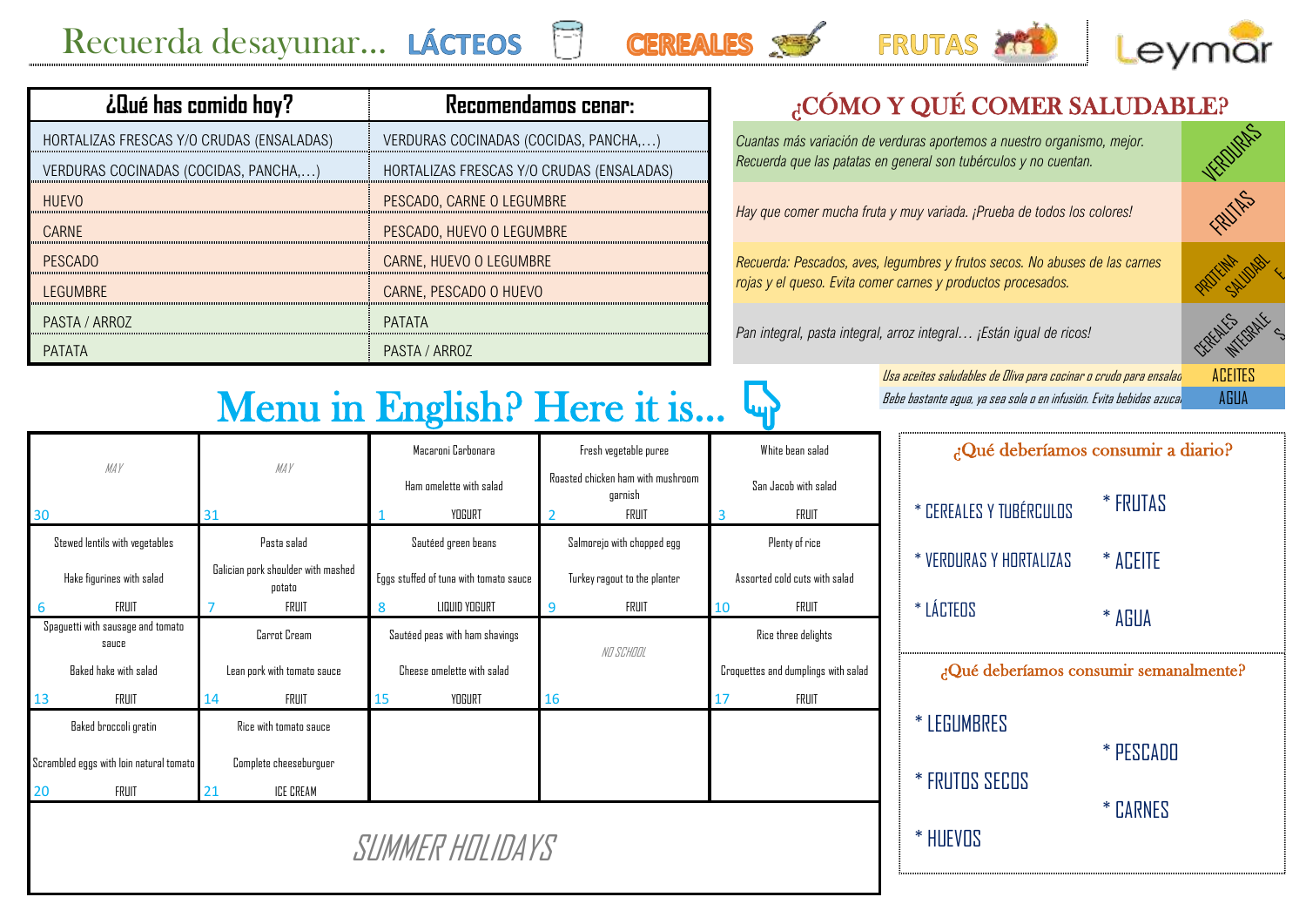# Recuerda desayunar... LÁCTEOS CEREALES FRUTAS

Leymar

| ¿Qué has comido hoy? | Recomendamos cenar: |
|---|---|
| HORTALIZAS FRESCAS Y/O CRUDAS (ENSALADAS) | VERDURAS COCINADAS (COCIDAS, PANCHA,…) |
| VERDURAS COCINADAS (COCIDAS, PANCHA,…) | HORTALIZAS FRESCAS Y/O CRUDAS (ENSALADAS) |
| HUEVO | PESCADO, CARNE O LEGUMBRE |
| CARNE | PESCADO, HUEVO O LEGUMBRE |
| PESCADO | CARNE, HUEVO O LEGUMBRE |
| LEGUMBRE | CARNE, PESCADO O HUEVO |
| PASTA / ARROZ | PATATA |
| PATATA | PASTA / ARROZ |

## ¿CÓMO Y QUÉ COMER SALUDABLE?

| | |
|---|---|
| *Cuantas más variación de verduras aportemos a nuestro organismo, mejor. Recuerda que las patatas en general son tubérculos y no cuentan.* | VERDURAS |
| *Hay que comer mucha fruta y muy variada. ¡Prueba de todos los colores!* | FRUTAS |
| *Recuerda: Pescados, aves, legumbres y frutos secos. No abuses de las carnes rojas y el queso. Evita comer carnes y productos procesados.* | PROTEINA SALUDABLE |
| *Pan integral, pasta integral, arroz integral… ¡Están igual de ricos!* | CEREALES INTEGRALES |
| *Usa aceites saludables de Oliva para cocinar o crudo para ensalad* | ACEITES |
| *Bebe bastante agua, ya sea sola o en infusión. Evita bebidas azucar* | AGUA |

# Menu in English? Here it is...

| | | | | |
|---|---|---|---|---|
| *MAY*<br>30 | *MAY*<br>31 | 1<br>Macaroni Carbonara<br>Ham omelette with salad<br>YOGURT | 2<br>Fresh vegetable puree<br>Roasted chicken ham with mushroom garnish<br>FRUIT | 3<br>White bean salad<br>San Jacob with salad<br>FRUIT |
| 6<br>Stewed lentils with vegetables<br>Hake figurines with salad<br>FRUIT | 7<br>Pasta salad<br>Galician pork shoulder with mashed potato<br>FRUIT | 8<br>Sautéed green beans<br>Eggs stuffed of tuna with tomato sauce<br>LIQUID YOGURT | 9<br>Salmorejo with chopped egg<br>Turkey ragout to the planter<br>FRUIT | 10<br>Plenty of rice<br>Assorted cold cuts with salad<br>FRUIT |
| 13<br>Spaguetti with sausage and tomato sauce<br>Baked hake with salad<br>FRUIT | 14<br>Carrot Cream<br>Lean pork with tomato sauce<br>FRUIT | 15<br>Sautéed peas with ham shavings<br>Cheese omelette with salad<br>YOGURT | 16<br>*NO SCHOOL* | 17<br>Rice three delights<br>Croquettes and dumplings with salad<br>FRUIT |
| 20<br>Baked broccoli gratin<br>Scrambled eggs with loin natural tomato<br>FRUIT | 21<br>Rice with tomato sauce<br>Complete cheeseburguer<br>ICE CREAM | | | |

*SUMMER HOLIDAYS*

## ¿Qué deberíamos consumir a diario?

- CEREALES Y TUBÉRCULOS
- VERDURAS Y HORTALIZAS
- LÁCTEOS
- FRUTAS
- ACEITE
- AGUA

## ¿Qué deberíamos consumir semanalmente?

- LEGUMBRES
- FRUTOS SECOS
- HUEVOS
- PESCADO
- CARNES